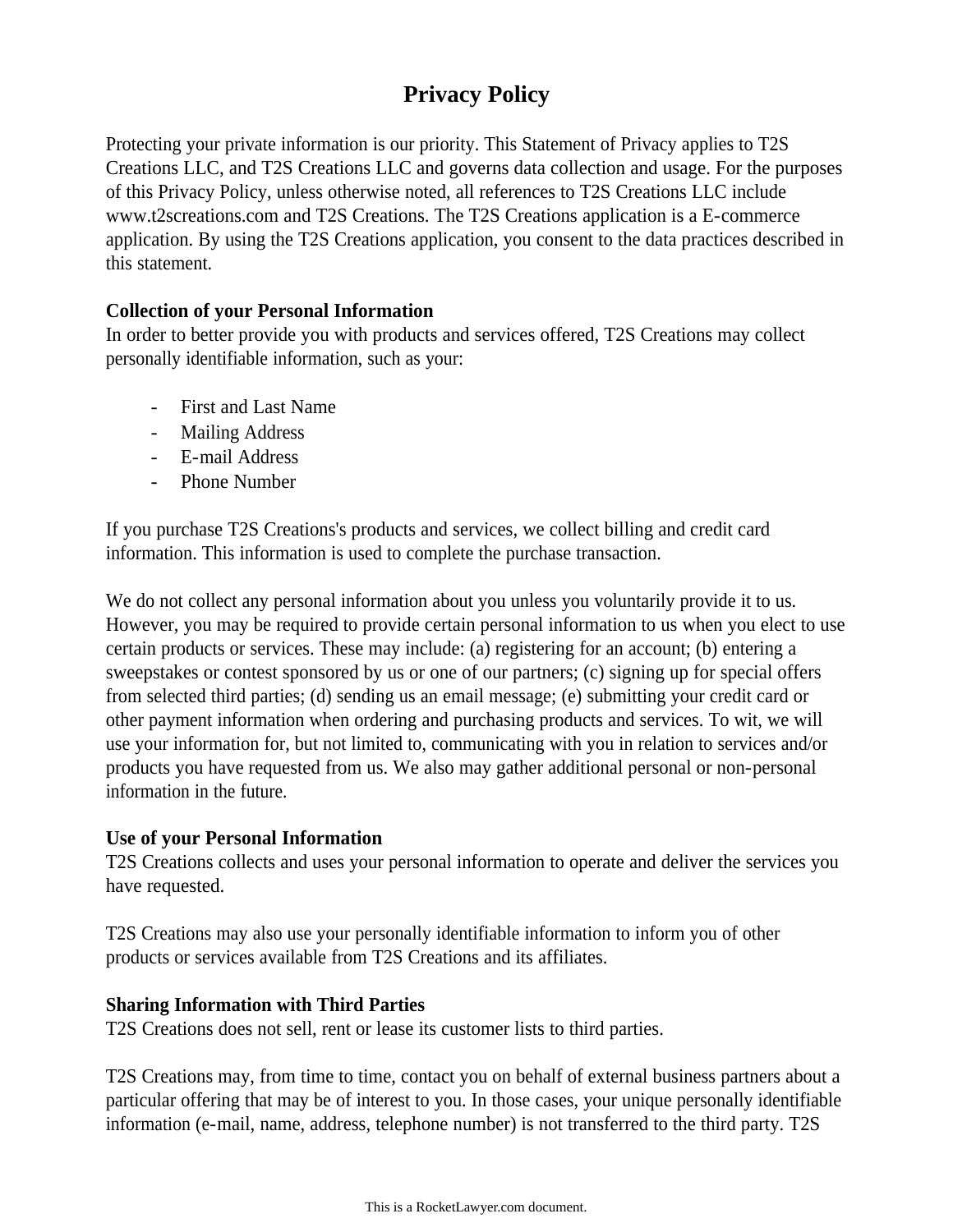# Privacy Policy

Protecting your private information is our priority. This Statement of Privacy applies to T2S Creations LLC, and T2S Creations LLC and governs data collection and usage. For the purposes of this Privacy Policy, unless otherwise noted, all references to T2S Creations LLC include www.t2screations.com and T2S Creations. The T2S Creations application is a E-commerce application. By using the T2S Creations application, you consent to the data practices described in this statement.

**Collection of your Personal Information**

In order to better provide you with products and services offered, T2S Creations may collect personally identifiable information, such as your:

- First and Last Name
- Mailing Address
- E-mail Address
- Phone Number

If you purchase T2S Creations's products and services, we collect billing and credit card information. This information is used to complete the purchase transaction.

We do not collect any personal information about you unless you voluntarily provide it to us. However, you may be required to provide certain personal information to us when you elect to use certain products or services. These may include: (a) registering for an account; (b) entering a sweepstakes or contest sponsored by us or one of our partners; (c) signing up for special offers from selected third parties; (d) sending us an email message; (e) submitting your credit card or other payment information when ordering and purchasing products and services. To wit, we will use your information for, but not limited to, communicating with you in relation to services and/or products you have requested from us. We also may gather additional personal or non-personal information in the future.

**Use of your Personal Information**

T2S Creations collects and uses your personal information to operate and deliver the services you have requested.

T2S Creations may also use your personally identifiable information to inform you of other products or services available from T2S Creations and its affiliates.

**Sharing Information with Third Parties**

T2S Creations does not sell, rent or lease its customer lists to third parties.

T2S Creations may, from time to time, contact you on behalf of external business partners about a particular offering that may be of interest to you. In those cases, your unique personally identifiable information (e-mail, name, address, telephone number) is not transferred to the third party. T2S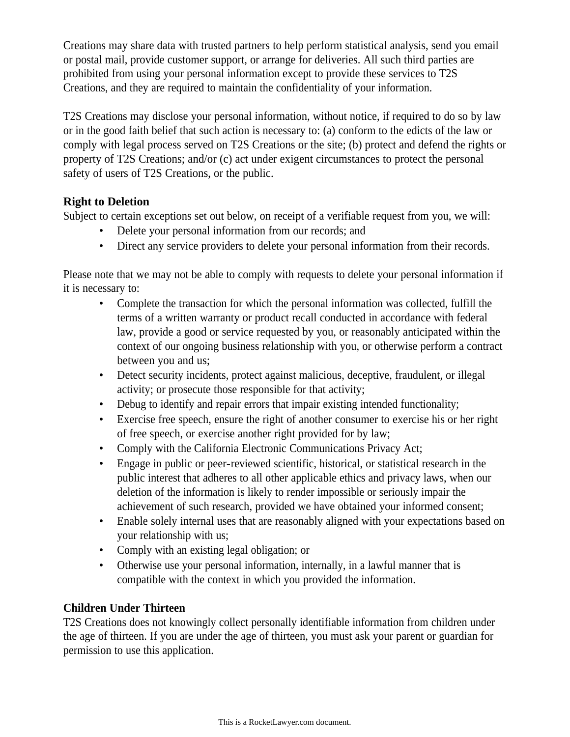Creations may share data with trusted partners to help perform statistical analysis, send you email or postal mail, provide customer support, or arrange for deliveries. All such third parties are prohibited from using your personal information except to provide these services to T2S Creations, and they are required to maintain the confidentiality of your information.

T2S Creations may disclose your personal information, without notice, if required to do so by law or in the good faith belief that such action is necessary to: (a) conform to the edicts of the law or comply with legal process served on T2S Creations or the site; (b) protect and defend the rights or property of T2S Creations; and/or (c) act under exigent circumstances to protect the personal safety of users of T2S Creations, or the public.

**Right to Deletion**

Subject to certain exceptions set out below, on receipt of a verifiable request from you, we will:

- Delete your personal information from our records; and
- Direct any service providers to delete your personal information from their records.

Please note that we may not be able to comply with requests to delete your personal information if it is necessary to:

- Complete the transaction for which the personal information was collected, fulfill the terms of a written warranty or product recall conducted in accordance with federal law, provide a good or service requested by you, or reasonably anticipated within the context of our ongoing business relationship with you, or otherwise perform a contract between you and us;
- Detect security incidents, protect against malicious, deceptive, fraudulent, or illegal activity; or prosecute those responsible for that activity;
- Debug to identify and repair errors that impair existing intended functionality;
- Exercise free speech, ensure the right of another consumer to exercise his or her right of free speech, or exercise another right provided for by law;
- Comply with the California Electronic Communications Privacy Act;
- Engage in public or peer-reviewed scientific, historical, or statistical research in the public interest that adheres to all other applicable ethics and privacy laws, when our deletion of the information is likely to render impossible or seriously impair the achievement of such research, provided we have obtained your informed consent;
- Enable solely internal uses that are reasonably aligned with your expectations based on your relationship with us;
- Comply with an existing legal obligation; or
- Otherwise use your personal information, internally, in a lawful manner that is compatible with the context in which you provided the information.

**Children Under Thirteen**

T2S Creations does not knowingly collect personally identifiable information from children under the age of thirteen. If you are under the age of thirteen, you must ask your parent or guardian for permission to use this application.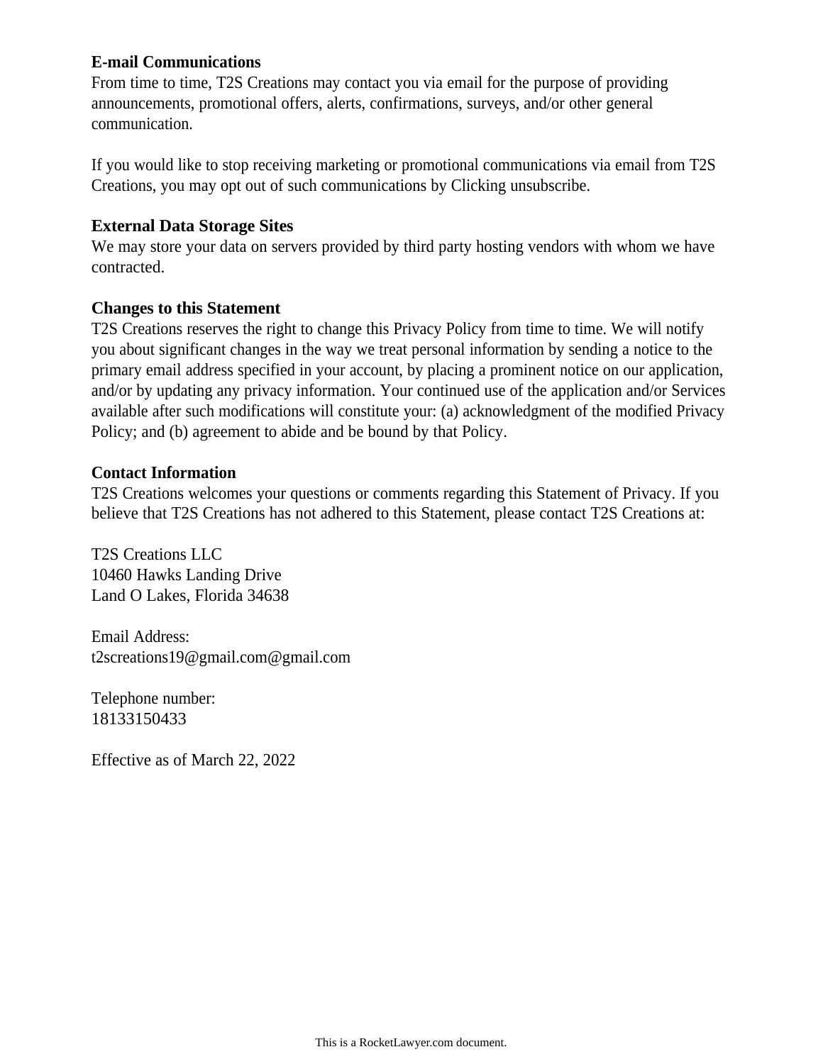**E-mail Communications**
From time to time, T2S Creations may contact you via email for the purpose of providing announcements, promotional offers, alerts, confirmations, surveys, and/or other general communication.

If you would like to stop receiving marketing or promotional communications via email from T2S Creations, you may opt out of such communications by Clicking unsubscribe.

**External Data Storage Sites**
We may store your data on servers provided by third party hosting vendors with whom we have contracted.

**Changes to this Statement**
T2S Creations reserves the right to change this Privacy Policy from time to time. We will notify you about significant changes in the way we treat personal information by sending a notice to the primary email address specified in your account, by placing a prominent notice on our application, and/or by updating any privacy information. Your continued use of the application and/or Services available after such modifications will constitute your: (a) acknowledgment of the modified Privacy Policy; and (b) agreement to abide and be bound by that Policy.

**Contact Information**
T2S Creations welcomes your questions or comments regarding this Statement of Privacy. If you believe that T2S Creations has not adhered to this Statement, please contact T2S Creations at:

T2S Creations LLC
10460 Hawks Landing Drive
Land O Lakes, Florida 34638

Email Address:
t2screations19@gmail.com@gmail.com

Telephone number:
18133150433

Effective as of March 22, 2022